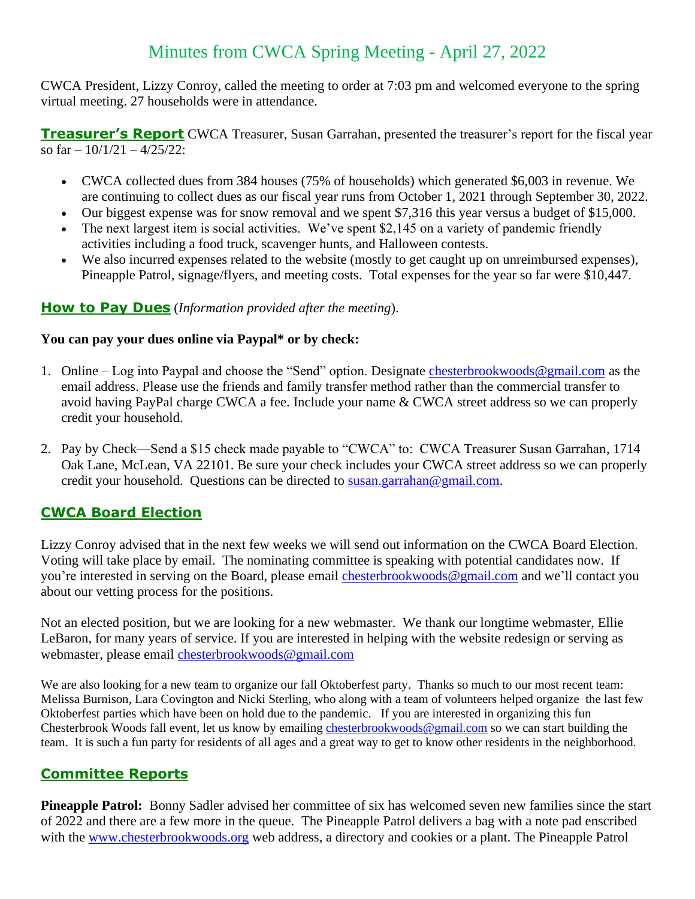# Minutes from CWCA Spring Meeting - April 27, 2022

CWCA President, Lizzy Conroy, called the meeting to order at 7:03 pm and welcomed everyone to the spring virtual meeting. 27 households were in attendance.

**Treasurer's Report** CWCA Treasurer, Susan Garrahan, presented the treasurer's report for the fiscal year so far – 10/1/21 – 4/25/22:

- CWCA collected dues from 384 houses (75% of households) which generated $6,003 in revenue. We are continuing to collect dues as our fiscal year runs from October 1, 2021 through September 30, 2022.
- Our biggest expense was for snow removal and we spent $7,316 this year versus a budget of $15,000.
- The next largest item is social activities. We've spent $2,145 on a variety of pandemic friendly activities including a food truck, scavenger hunts, and Halloween contests.
- We also incurred expenses related to the website (mostly to get caught up on unreimbursed expenses), Pineapple Patrol, signage/flyers, and meeting costs. Total expenses for the year so far were $10,447.

**How to Pay Dues** (*Information provided after the meeting*).

**You can pay your dues online via Paypal* or by check:**

1. Online – Log into Paypal and choose the "Send" option. Designate chesterbrookwoods@gmail.com as the email address. Please use the friends and family transfer method rather than the commercial transfer to avoid having PayPal charge CWCA a fee. Include your name & CWCA street address so we can properly credit your household.

2. Pay by Check—Send a $15 check made payable to "CWCA" to: CWCA Treasurer Susan Garrahan, 1714 Oak Lane, McLean, VA 22101. Be sure your check includes your CWCA street address so we can properly credit your household. Questions can be directed to susan.garrahan@gmail.com.

## CWCA Board Election

Lizzy Conroy advised that in the next few weeks we will send out information on the CWCA Board Election. Voting will take place by email. The nominating committee is speaking with potential candidates now. If you're interested in serving on the Board, please email chesterbrookwoods@gmail.com and we'll contact you about our vetting process for the positions.

Not an elected position, but we are looking for a new webmaster. We thank our longtime webmaster, Ellie LeBaron, for many years of service. If you are interested in helping with the website redesign or serving as webmaster, please email chesterbrookwoods@gmail.com

We are also looking for a new team to organize our fall Oktoberfest party. Thanks so much to our most recent team: Melissa Burnison, Lara Covington and Nicki Sterling, who along with a team of volunteers helped organize the last few Oktoberfest parties which have been on hold due to the pandemic. If you are interested in organizing this fun Chesterbrook Woods fall event, let us know by emailing chesterbrookwoods@gmail.com so we can start building the team. It is such a fun party for residents of all ages and a great way to get to know other residents in the neighborhood.

## Committee Reports

**Pineapple Patrol:** Bonny Sadler advised her committee of six has welcomed seven new families since the start of 2022 and there are a few more in the queue. The Pineapple Patrol delivers a bag with a note pad enscribed with the www.chesterbrookwoods.org web address, a directory and cookies or a plant. The Pineapple Patrol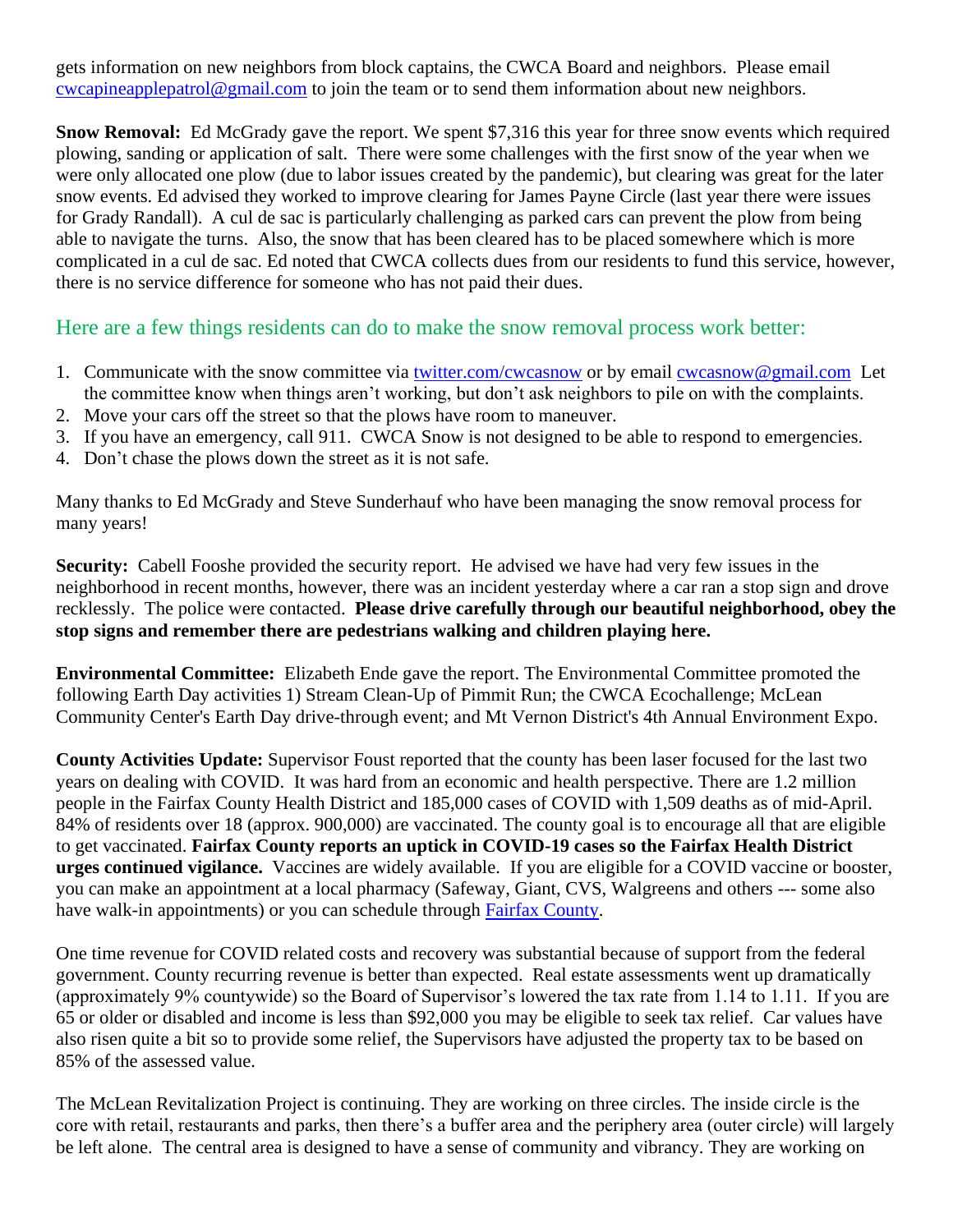gets information on new neighbors from block captains, the CWCA Board and neighbors. Please email cwcapineapplepatrol@gmail.com to join the team or to send them information about new neighbors.

**Snow Removal:** Ed McGrady gave the report. We spent $7,316 this year for three snow events which required plowing, sanding or application of salt. There were some challenges with the first snow of the year when we were only allocated one plow (due to labor issues created by the pandemic), but clearing was great for the later snow events. Ed advised they worked to improve clearing for James Payne Circle (last year there were issues for Grady Randall). A cul de sac is particularly challenging as parked cars can prevent the plow from being able to navigate the turns. Also, the snow that has been cleared has to be placed somewhere which is more complicated in a cul de sac. Ed noted that CWCA collects dues from our residents to fund this service, however, there is no service difference for someone who has not paid their dues.

## Here are a few things residents can do to make the snow removal process work better:

1. Communicate with the snow committee via twitter.com/cwcasnow or by email cwcasnow@gmail.com Let the committee know when things aren't working, but don't ask neighbors to pile on with the complaints.
2. Move your cars off the street so that the plows have room to maneuver.
3. If you have an emergency, call 911. CWCA Snow is not designed to be able to respond to emergencies.
4. Don't chase the plows down the street as it is not safe.

Many thanks to Ed McGrady and Steve Sunderhauf who have been managing the snow removal process for many years!

**Security:** Cabell Fooshe provided the security report. He advised we have had very few issues in the neighborhood in recent months, however, there was an incident yesterday where a car ran a stop sign and drove recklessly. The police were contacted. **Please drive carefully through our beautiful neighborhood, obey the stop signs and remember there are pedestrians walking and children playing here.**

**Environmental Committee:** Elizabeth Ende gave the report. The Environmental Committee promoted the following Earth Day activities 1) Stream Clean-Up of Pimmit Run; the CWCA Ecochallenge; McLean Community Center's Earth Day drive-through event; and Mt Vernon District's 4th Annual Environment Expo.

**County Activities Update:** Supervisor Foust reported that the county has been laser focused for the last two years on dealing with COVID. It was hard from an economic and health perspective. There are 1.2 million people in the Fairfax County Health District and 185,000 cases of COVID with 1,509 deaths as of mid-April. 84% of residents over 18 (approx. 900,000) are vaccinated. The county goal is to encourage all that are eligible to get vaccinated. **Fairfax County reports an uptick in COVID-19 cases so the Fairfax Health District urges continued vigilance.** Vaccines are widely available. If you are eligible for a COVID vaccine or booster, you can make an appointment at a local pharmacy (Safeway, Giant, CVS, Walgreens and others --- some also have walk-in appointments) or you can schedule through Fairfax County.

One time revenue for COVID related costs and recovery was substantial because of support from the federal government. County recurring revenue is better than expected. Real estate assessments went up dramatically (approximately 9% countywide) so the Board of Supervisor's lowered the tax rate from 1.14 to 1.11. If you are 65 or older or disabled and income is less than $92,000 you may be eligible to seek tax relief. Car values have also risen quite a bit so to provide some relief, the Supervisors have adjusted the property tax to be based on 85% of the assessed value.

The McLean Revitalization Project is continuing. They are working on three circles. The inside circle is the core with retail, restaurants and parks, then there's a buffer area and the periphery area (outer circle) will largely be left alone. The central area is designed to have a sense of community and vibrancy. They are working on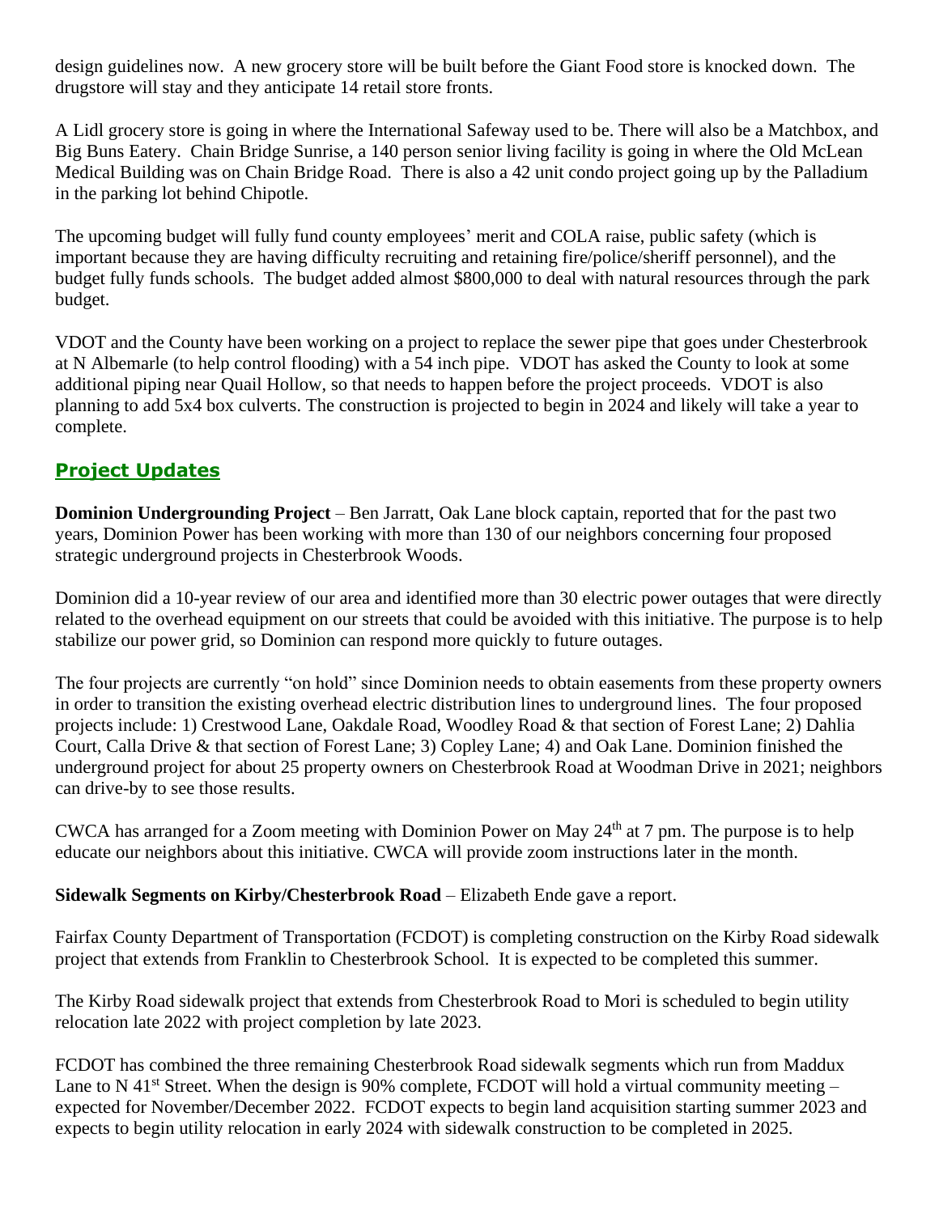design guidelines now. A new grocery store will be built before the Giant Food store is knocked down. The drugstore will stay and they anticipate 14 retail store fronts.

A Lidl grocery store is going in where the International Safeway used to be. There will also be a Matchbox, and Big Buns Eatery. Chain Bridge Sunrise, a 140 person senior living facility is going in where the Old McLean Medical Building was on Chain Bridge Road. There is also a 42 unit condo project going up by the Palladium in the parking lot behind Chipotle.

The upcoming budget will fully fund county employees' merit and COLA raise, public safety (which is important because they are having difficulty recruiting and retaining fire/police/sheriff personnel), and the budget fully funds schools. The budget added almost $800,000 to deal with natural resources through the park budget.

VDOT and the County have been working on a project to replace the sewer pipe that goes under Chesterbrook at N Albemarle (to help control flooding) with a 54 inch pipe. VDOT has asked the County to look at some additional piping near Quail Hollow, so that needs to happen before the project proceeds. VDOT is also planning to add 5x4 box culverts. The construction is projected to begin in 2024 and likely will take a year to complete.

## Project Updates

**Dominion Undergrounding Project** – Ben Jarratt, Oak Lane block captain, reported that for the past two years, Dominion Power has been working with more than 130 of our neighbors concerning four proposed strategic underground projects in Chesterbrook Woods.

Dominion did a 10-year review of our area and identified more than 30 electric power outages that were directly related to the overhead equipment on our streets that could be avoided with this initiative. The purpose is to help stabilize our power grid, so Dominion can respond more quickly to future outages.

The four projects are currently "on hold" since Dominion needs to obtain easements from these property owners in order to transition the existing overhead electric distribution lines to underground lines. The four proposed projects include: 1) Crestwood Lane, Oakdale Road, Woodley Road & that section of Forest Lane; 2) Dahlia Court, Calla Drive & that section of Forest Lane; 3) Copley Lane; 4) and Oak Lane. Dominion finished the underground project for about 25 property owners on Chesterbrook Road at Woodman Drive in 2021; neighbors can drive-by to see those results.

CWCA has arranged for a Zoom meeting with Dominion Power on May 24th at 7 pm. The purpose is to help educate our neighbors about this initiative. CWCA will provide zoom instructions later in the month.

**Sidewalk Segments on Kirby/Chesterbrook Road** – Elizabeth Ende gave a report.

Fairfax County Department of Transportation (FCDOT) is completing construction on the Kirby Road sidewalk project that extends from Franklin to Chesterbrook School. It is expected to be completed this summer.

The Kirby Road sidewalk project that extends from Chesterbrook Road to Mori is scheduled to begin utility relocation late 2022 with project completion by late 2023.

FCDOT has combined the three remaining Chesterbrook Road sidewalk segments which run from Maddux Lane to N 41st Street. When the design is 90% complete, FCDOT will hold a virtual community meeting – expected for November/December 2022. FCDOT expects to begin land acquisition starting summer 2023 and expects to begin utility relocation in early 2024 with sidewalk construction to be completed in 2025.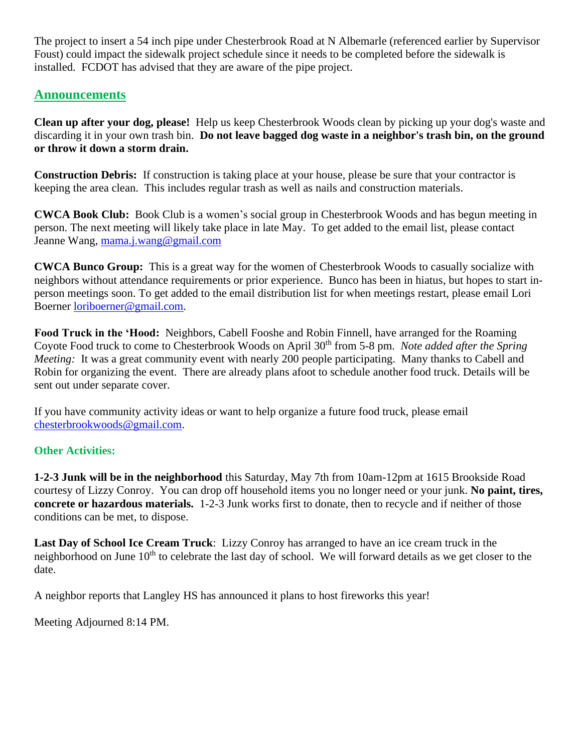The project to insert a 54 inch pipe under Chesterbrook Road at N Albemarle (referenced earlier by Supervisor Foust) could impact the sidewalk project schedule since it needs to be completed before the sidewalk is installed. FCDOT has advised that they are aware of the pipe project.

## Announcements

**Clean up after your dog, please!** Help us keep Chesterbrook Woods clean by picking up your dog's waste and discarding it in your own trash bin. **Do not leave bagged dog waste in a neighbor's trash bin, on the ground or throw it down a storm drain.**

**Construction Debris:** If construction is taking place at your house, please be sure that your contractor is keeping the area clean. This includes regular trash as well as nails and construction materials.

**CWCA Book Club:** Book Club is a women's social group in Chesterbrook Woods and has begun meeting in person. The next meeting will likely take place in late May. To get added to the email list, please contact Jeanne Wang, mama.j.wang@gmail.com

**CWCA Bunco Group:** This is a great way for the women of Chesterbrook Woods to casually socialize with neighbors without attendance requirements or prior experience. Bunco has been in hiatus, but hopes to start in-person meetings soon. To get added to the email distribution list for when meetings restart, please email Lori Boerner loriboerner@gmail.com.

**Food Truck in the 'Hood:** Neighbors, Cabell Fooshe and Robin Finnell, have arranged for the Roaming Coyote Food truck to come to Chesterbrook Woods on April 30th from 5-8 pm. *Note added after the Spring Meeting:* It was a great community event with nearly 200 people participating. Many thanks to Cabell and Robin for organizing the event. There are already plans afoot to schedule another food truck. Details will be sent out under separate cover.

If you have community activity ideas or want to help organize a future food truck, please email chesterbrookwoods@gmail.com.

### Other Activities:

**1-2-3 Junk will be in the neighborhood** this Saturday, May 7th from 10am-12pm at 1615 Brookside Road courtesy of Lizzy Conroy. You can drop off household items you no longer need or your junk. **No paint, tires, concrete or hazardous materials.** 1-2-3 Junk works first to donate, then to recycle and if neither of those conditions can be met, to dispose.

**Last Day of School Ice Cream Truck**: Lizzy Conroy has arranged to have an ice cream truck in the neighborhood on June 10th to celebrate the last day of school. We will forward details as we get closer to the date.

A neighbor reports that Langley HS has announced it plans to host fireworks this year!

Meeting Adjourned 8:14 PM.